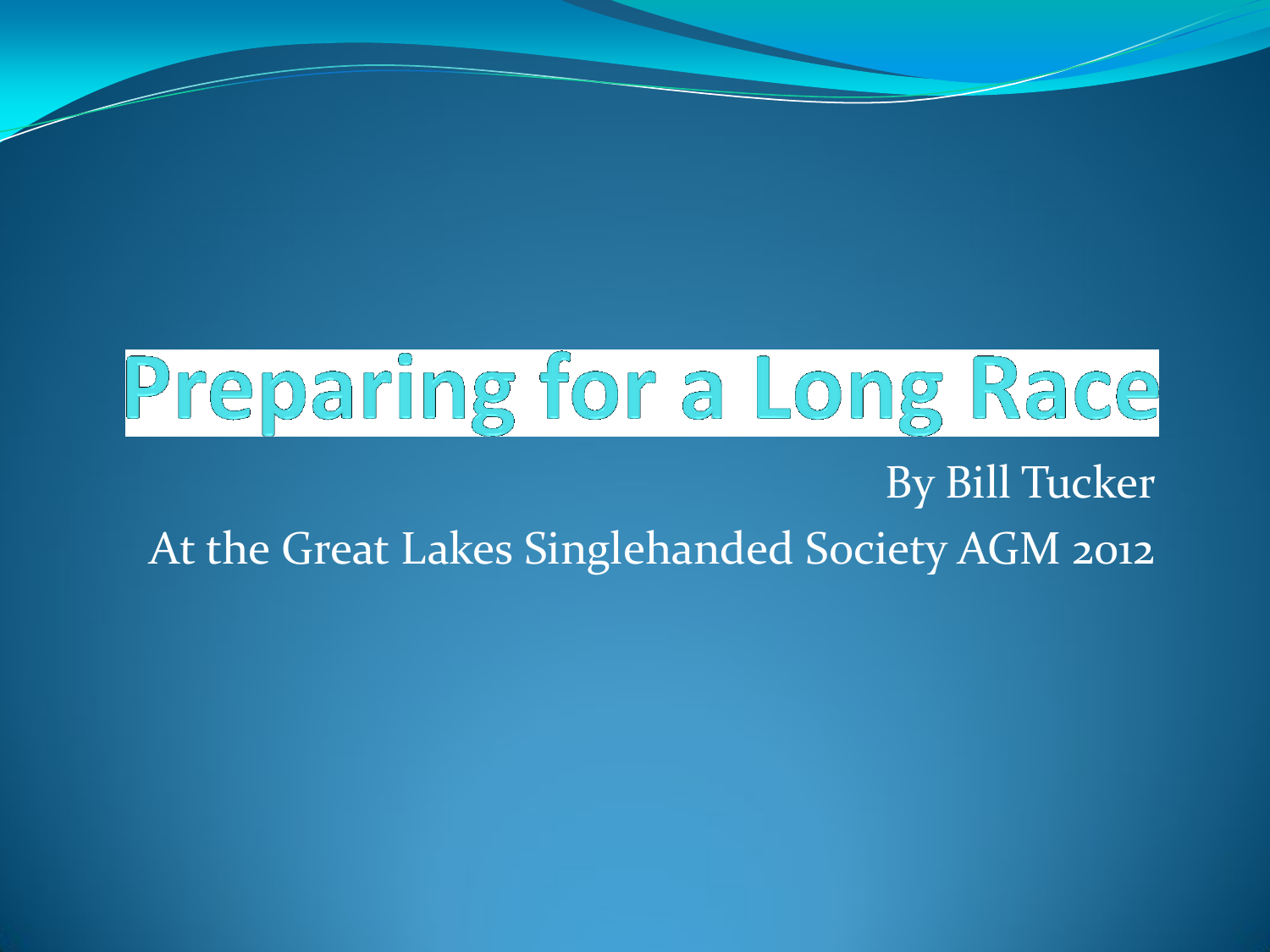# Preparing for a Long Race

By Bill Tucker

At the Great Lakes Singlehanded Society AGM 2012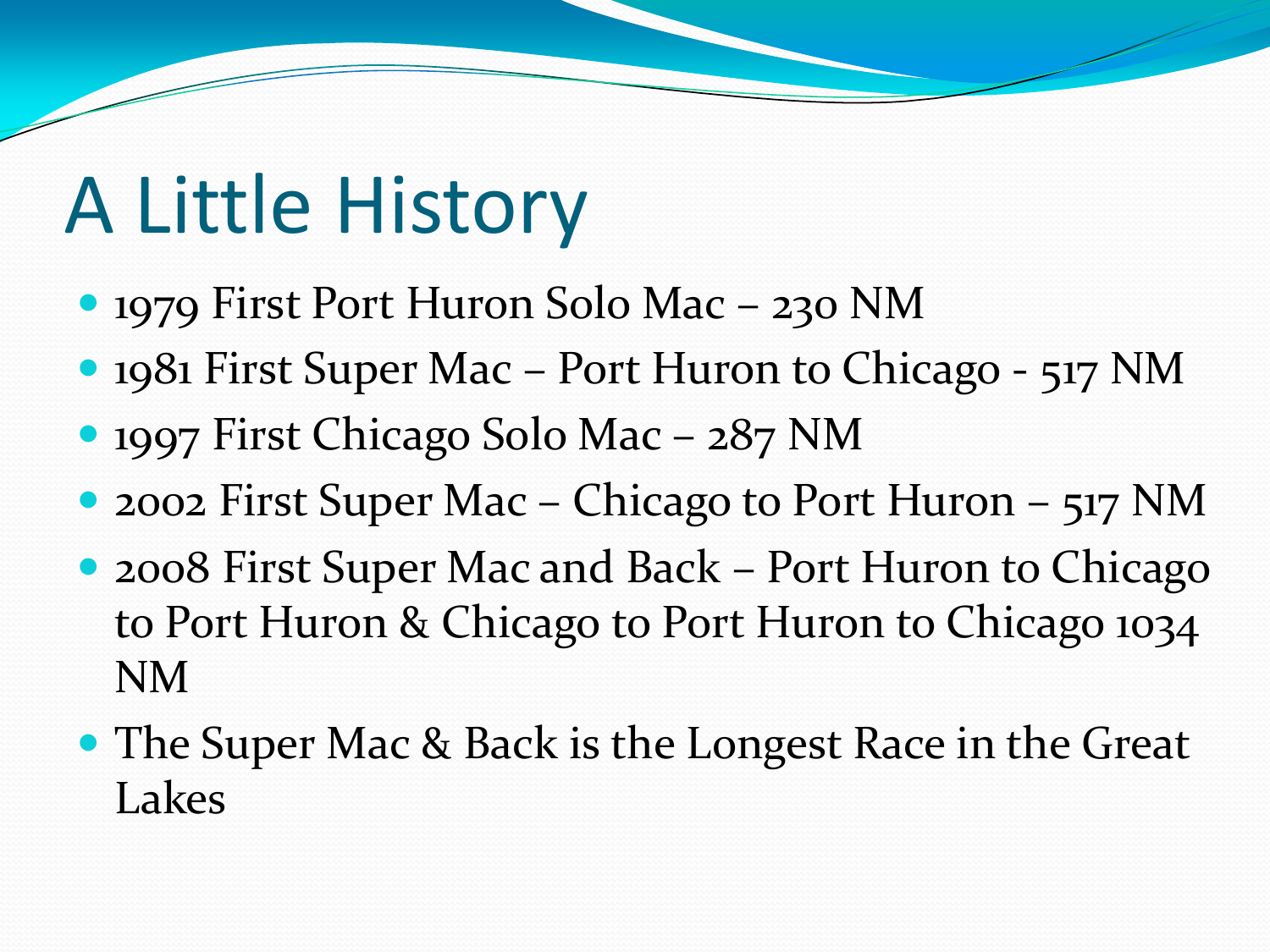# A Little History

- 1979 First Port Huron Solo Mac – 230 NM
- 1981 First Super Mac – Port Huron to Chicago - 517 NM
- 1997 First Chicago Solo Mac – 287 NM
- 2002 First Super Mac – Chicago to Port Huron – 517 NM
- 2008 First Super Mac and Back – Port Huron to Chicago to Port Huron & Chicago to Port Huron to Chicago 1034 NM
- The Super Mac & Back is the Longest Race in the Great Lakes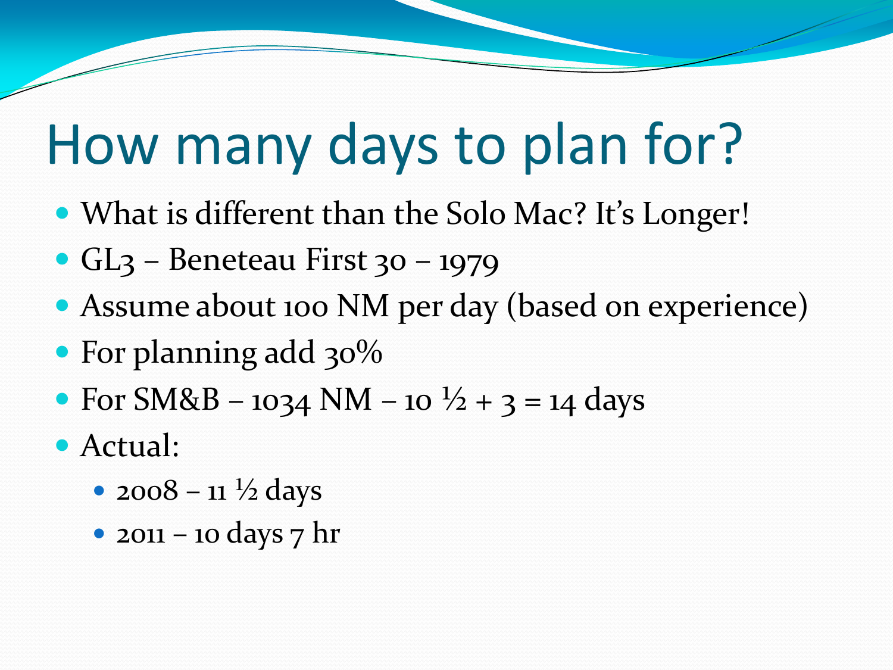# How many days to plan for?

- What is different than the Solo Mac? It's Longer!
- GL3 – Beneteau First 30 – 1979
- Assume about 100 NM per day (based on experience)
- For planning add 30%
- For SM&B – 1034 NM – 10 ½ + 3 = 14 days
- Actual:
  - 2008 – 11 ½ days
  - 2011 – 10 days 7 hr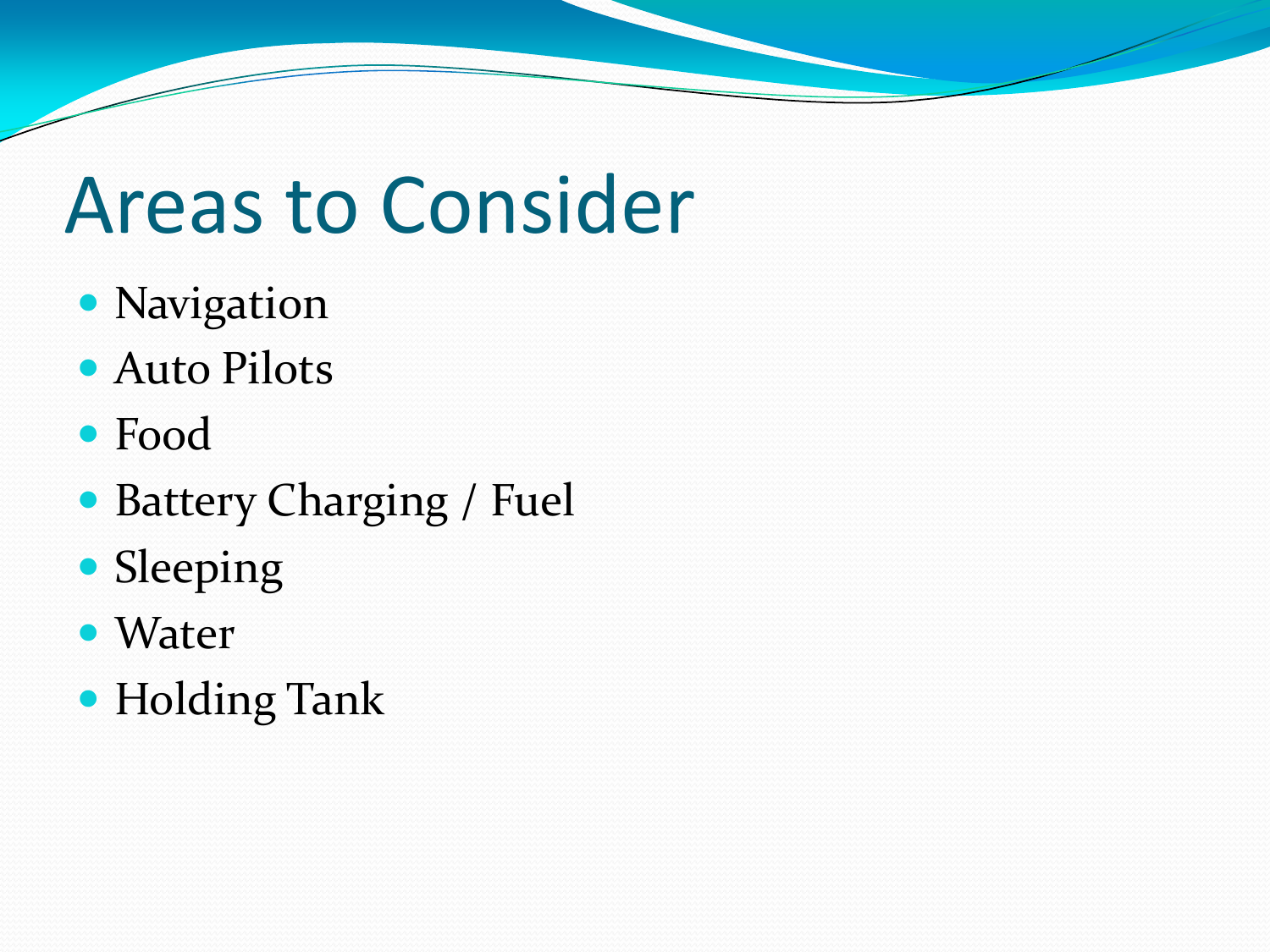# Areas to Consider

- Navigation
- Auto Pilots
- Food
- Battery Charging / Fuel
- Sleeping
- Water
- Holding Tank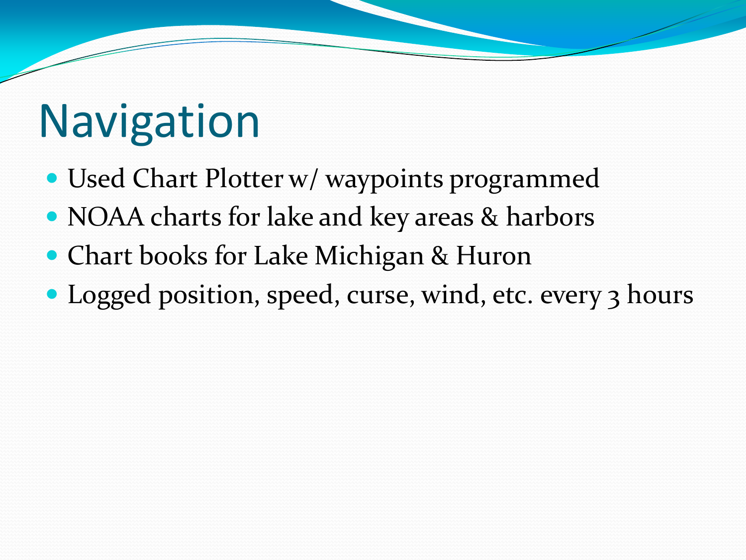# Navigation

- Used Chart Plotter w/ waypoints programmed
- NOAA charts for lake and key areas & harbors
- Chart books for Lake Michigan & Huron
- Logged position, speed, curse, wind, etc. every 3 hours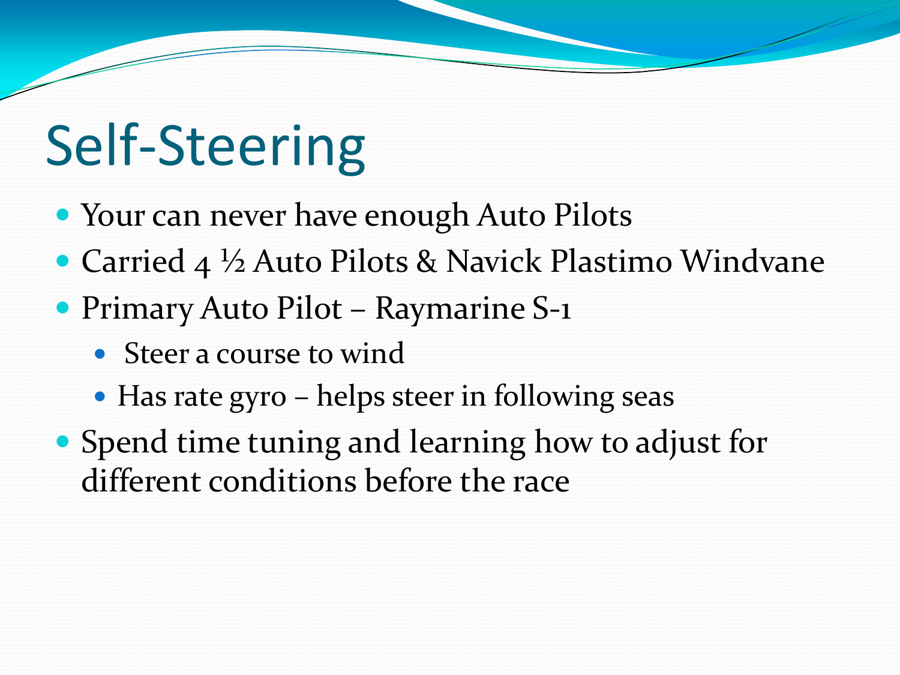# Self-Steering

- Your can never have enough Auto Pilots
- Carried 4 ½ Auto Pilots & Navick Plastimo Windvane
- Primary Auto Pilot – Raymarine S-1
  - Steer a course to wind
  - Has rate gyro – helps steer in following seas
- Spend time tuning and learning how to adjust for different conditions before the race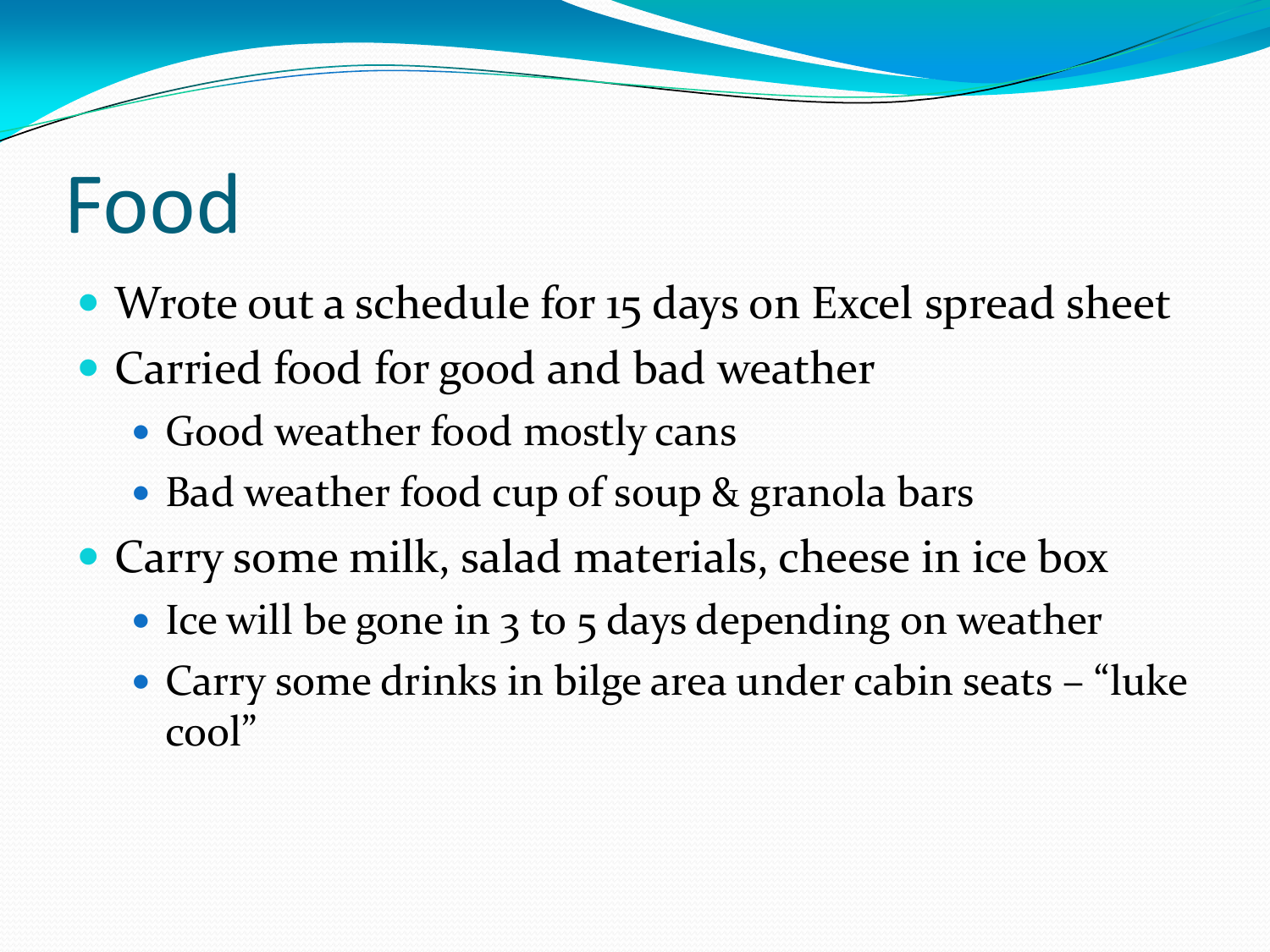# Food

- Wrote out a schedule for 15 days on Excel spread sheet
- Carried food for good and bad weather
  - Good weather food mostly cans
  - Bad weather food cup of soup & granola bars
- Carry some milk, salad materials, cheese in ice box
  - Ice will be gone in 3 to 5 days depending on weather
  - Carry some drinks in bilge area under cabin seats – "luke cool"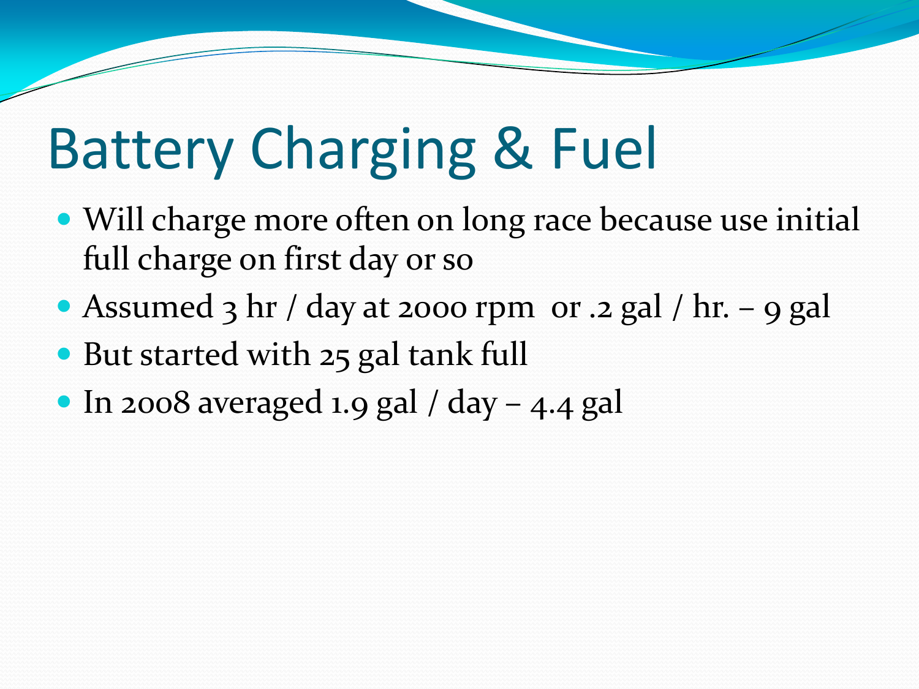# Battery Charging & Fuel

- Will charge more often on long race because use initial full charge on first day or so
- Assumed 3 hr / day at 2000 rpm  or .2 gal / hr. – 9 gal
- But started with 25 gal tank full
- In 2008 averaged 1.9 gal / day – 4.4 gal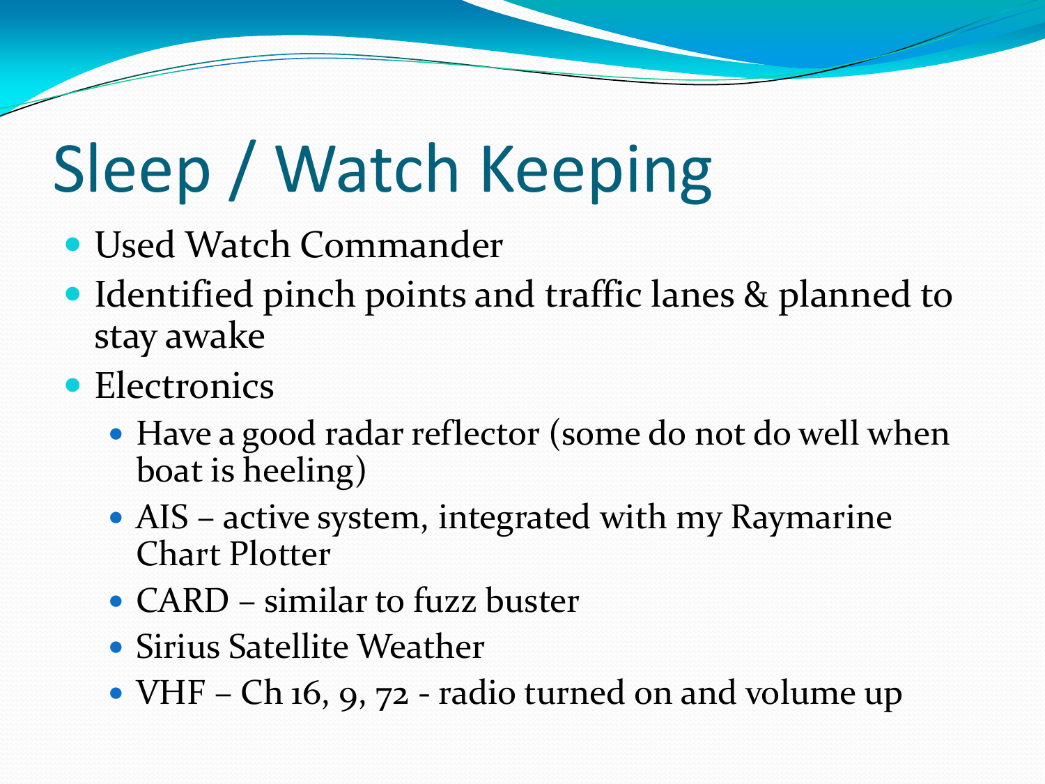# Sleep / Watch Keeping

- Used Watch Commander
- Identified pinch points and traffic lanes & planned to stay awake
- Electronics
  - Have a good radar reflector (some do not do well when boat is heeling)
  - AIS – active system, integrated with my Raymarine Chart Plotter
  - CARD – similar to fuzz buster
  - Sirius Satellite Weather
  - VHF – Ch 16, 9, 72 - radio turned on and volume up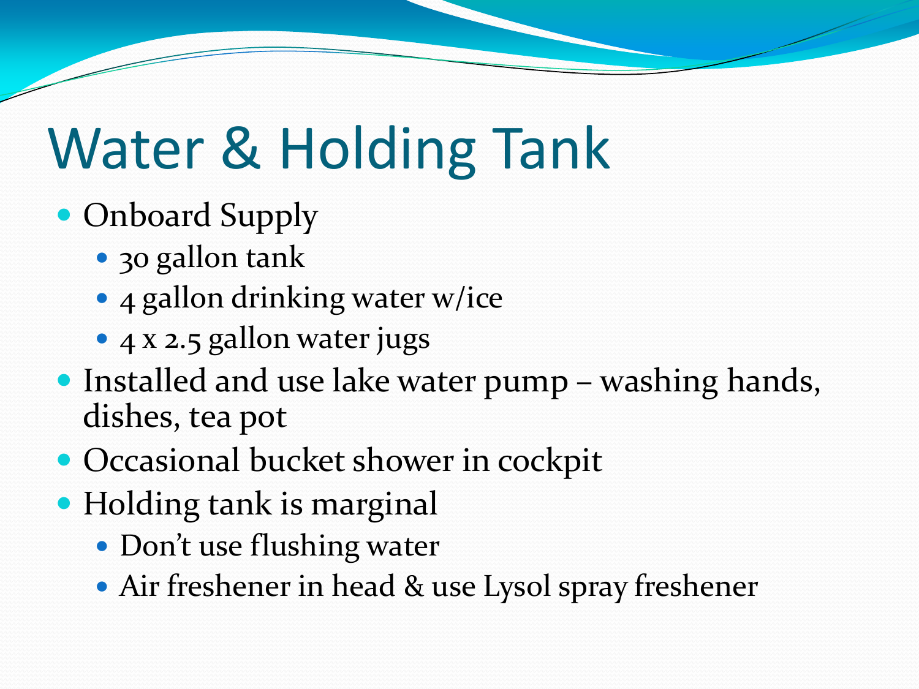# Water & Holding Tank

- Onboard Supply
  - 30 gallon tank
  - 4 gallon drinking water w/ice
  - 4 x 2.5 gallon water jugs
- Installed and use lake water pump – washing hands, dishes, tea pot
- Occasional bucket shower in cockpit
- Holding tank is marginal
  - Don't use flushing water
  - Air freshener in head & use Lysol spray freshener